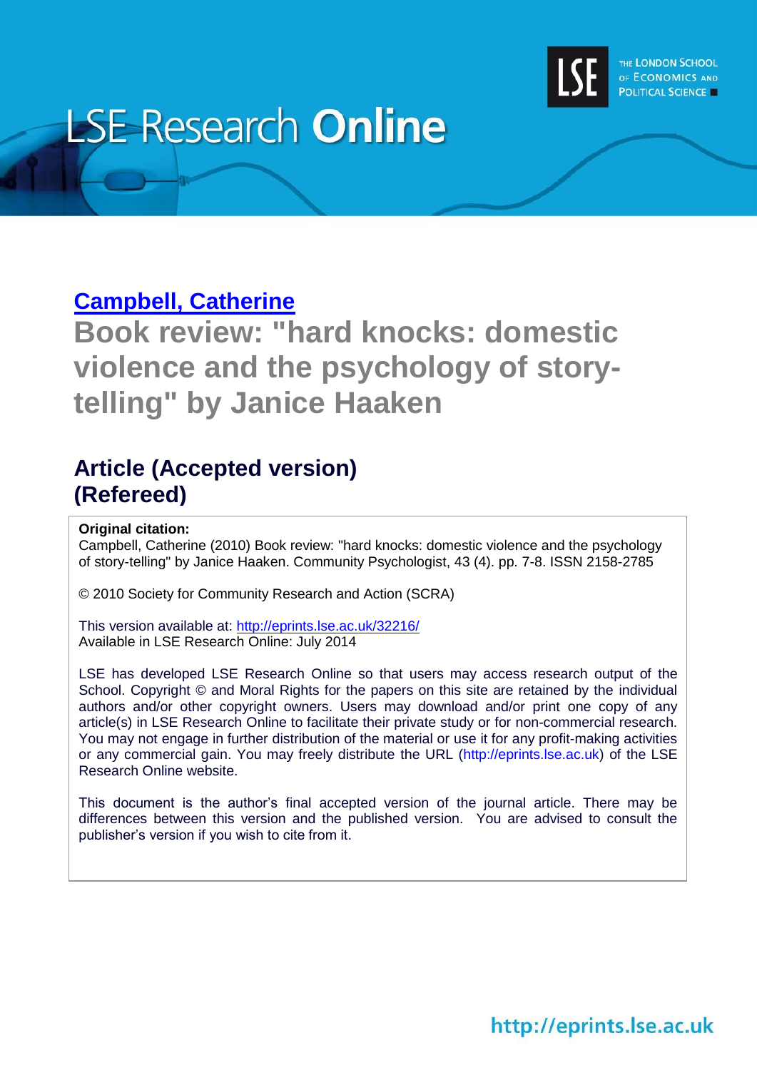LSE Research **Online**

[Campbell, Catherine](http://www.lse.ac.uk/researchAndExpertise/Experts/profile.aspx?KeyValue=c.campbell@lse.ac.uk)

# Book review: "hard knocks: domestic violence and the psychology of story-telling" by Janice Haaken

## Article (Accepted version) (Refereed)

**Original citation:**
Campbell, Catherine (2010) Book review: "hard knocks: domestic violence and the psychology of story-telling" by Janice Haaken. Community Psychologist, 43 (4). pp. 7-8. ISSN 2158-2785

© 2010 Society for Community Research and Action (SCRA)

This version available at: http://eprints.lse.ac.uk/32216/
Available in LSE Research Online: July 2014

LSE has developed LSE Research Online so that users may access research output of the School. Copyright © and Moral Rights for the papers on this site are retained by the individual authors and/or other copyright owners. Users may download and/or print one copy of any article(s) in LSE Research Online to facilitate their private study or for non-commercial research. You may not engage in further distribution of the material or use it for any profit-making activities or any commercial gain. You may freely distribute the URL (http://eprints.lse.ac.uk) of the LSE Research Online website.

This document is the author's final accepted version of the journal article. There may be differences between this version and the published version. You are advised to consult the publisher's version if you wish to cite from it.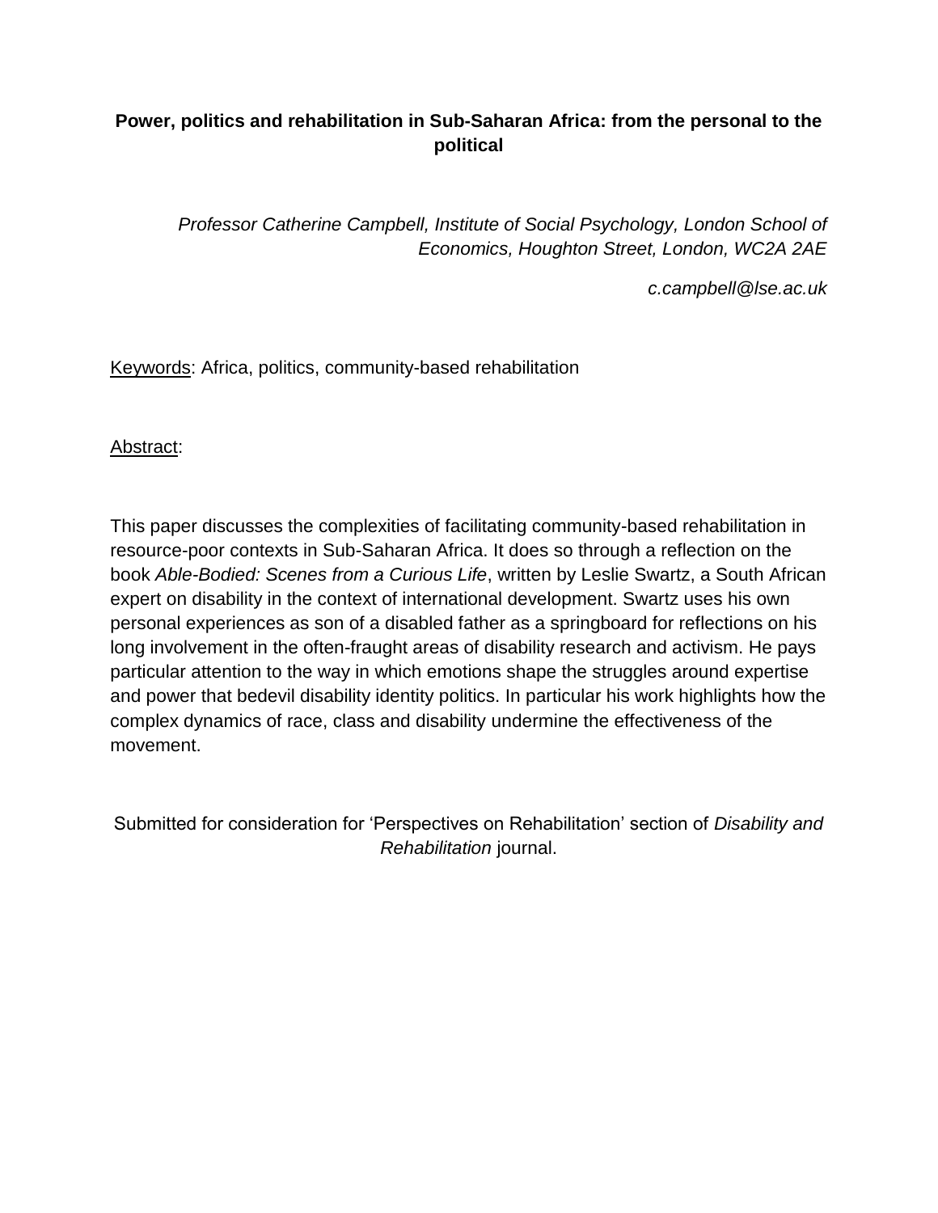**Power, politics and rehabilitation in Sub-Saharan Africa: from the personal to the political**

*Professor Catherine Campbell, Institute of Social Psychology, London School of Economics, Houghton Street, London, WC2A 2AE*

*c.campbell@lse.ac.uk*

Keywords: Africa, politics, community-based rehabilitation

Abstract:

This paper discusses the complexities of facilitating community-based rehabilitation in resource-poor contexts in Sub-Saharan Africa. It does so through a reflection on the book *Able-Bodied: Scenes from a Curious Life*, written by Leslie Swartz, a South African expert on disability in the context of international development. Swartz uses his own personal experiences as son of a disabled father as a springboard for reflections on his long involvement in the often-fraught areas of disability research and activism. He pays particular attention to the way in which emotions shape the struggles around expertise and power that bedevil disability identity politics. In particular his work highlights how the complex dynamics of race, class and disability undermine the effectiveness of the movement.

Submitted for consideration for 'Perspectives on Rehabilitation' section of *Disability and Rehabilitation* journal.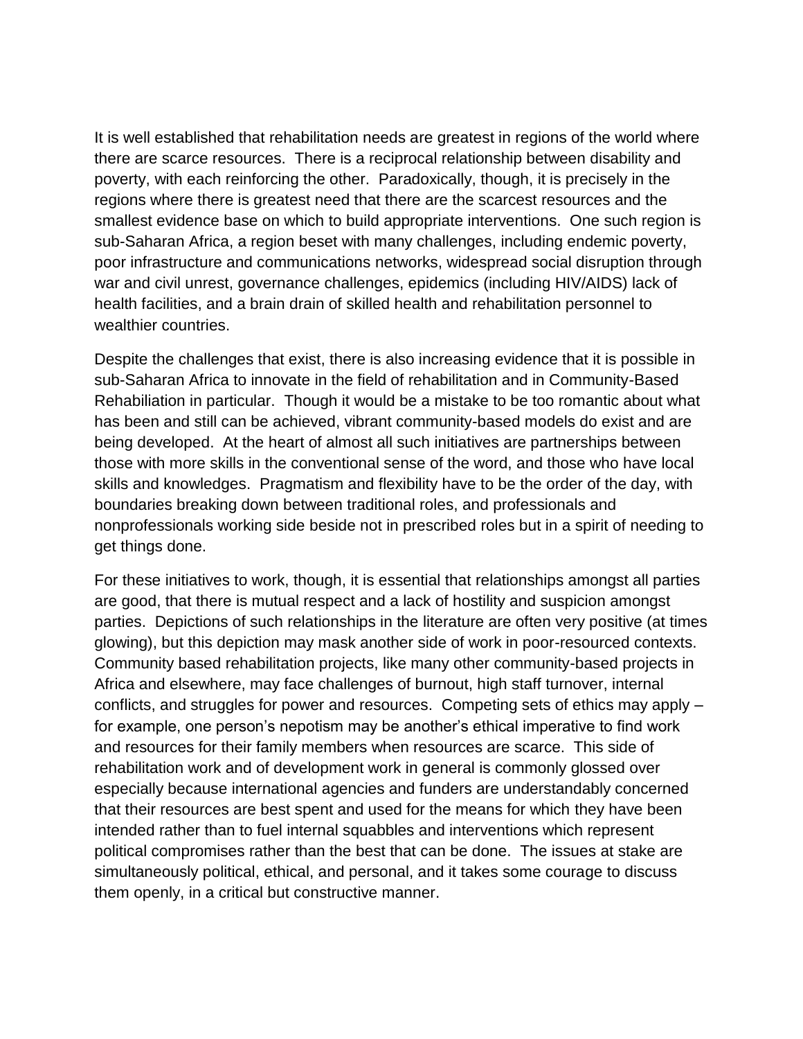It is well established that rehabilitation needs are greatest in regions of the world where there are scarce resources. There is a reciprocal relationship between disability and poverty, with each reinforcing the other. Paradoxically, though, it is precisely in the regions where there is greatest need that there are the scarcest resources and the smallest evidence base on which to build appropriate interventions. One such region is sub-Saharan Africa, a region beset with many challenges, including endemic poverty, poor infrastructure and communications networks, widespread social disruption through war and civil unrest, governance challenges, epidemics (including HIV/AIDS) lack of health facilities, and a brain drain of skilled health and rehabilitation personnel to wealthier countries.

Despite the challenges that exist, there is also increasing evidence that it is possible in sub-Saharan Africa to innovate in the field of rehabilitation and in Community-Based Rehabiliation in particular. Though it would be a mistake to be too romantic about what has been and still can be achieved, vibrant community-based models do exist and are being developed. At the heart of almost all such initiatives are partnerships between those with more skills in the conventional sense of the word, and those who have local skills and knowledges. Pragmatism and flexibility have to be the order of the day, with boundaries breaking down between traditional roles, and professionals and nonprofessionals working side beside not in prescribed roles but in a spirit of needing to get things done.

For these initiatives to work, though, it is essential that relationships amongst all parties are good, that there is mutual respect and a lack of hostility and suspicion amongst parties. Depictions of such relationships in the literature are often very positive (at times glowing), but this depiction may mask another side of work in poor-resourced contexts. Community based rehabilitation projects, like many other community-based projects in Africa and elsewhere, may face challenges of burnout, high staff turnover, internal conflicts, and struggles for power and resources. Competing sets of ethics may apply – for example, one person's nepotism may be another's ethical imperative to find work and resources for their family members when resources are scarce. This side of rehabilitation work and of development work in general is commonly glossed over especially because international agencies and funders are understandably concerned that their resources are best spent and used for the means for which they have been intended rather than to fuel internal squabbles and interventions which represent political compromises rather than the best that can be done. The issues at stake are simultaneously political, ethical, and personal, and it takes some courage to discuss them openly, in a critical but constructive manner.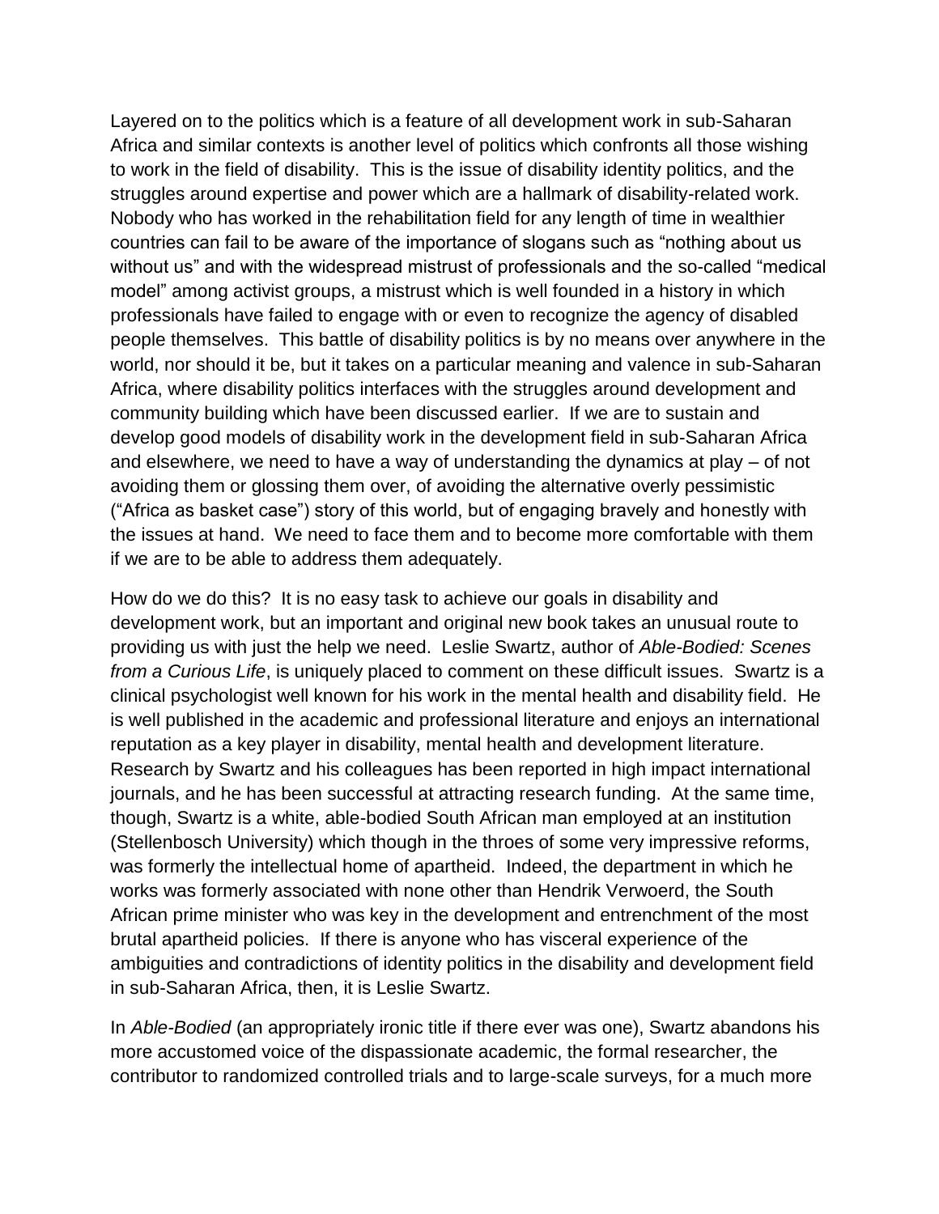Layered on to the politics which is a feature of all development work in sub-Saharan Africa and similar contexts is another level of politics which confronts all those wishing to work in the field of disability. This is the issue of disability identity politics, and the struggles around expertise and power which are a hallmark of disability-related work. Nobody who has worked in the rehabilitation field for any length of time in wealthier countries can fail to be aware of the importance of slogans such as "nothing about us without us" and with the widespread mistrust of professionals and the so-called "medical model" among activist groups, a mistrust which is well founded in a history in which professionals have failed to engage with or even to recognize the agency of disabled people themselves. This battle of disability politics is by no means over anywhere in the world, nor should it be, but it takes on a particular meaning and valence in sub-Saharan Africa, where disability politics interfaces with the struggles around development and community building which have been discussed earlier. If we are to sustain and develop good models of disability work in the development field in sub-Saharan Africa and elsewhere, we need to have a way of understanding the dynamics at play – of not avoiding them or glossing them over, of avoiding the alternative overly pessimistic ("Africa as basket case") story of this world, but of engaging bravely and honestly with the issues at hand. We need to face them and to become more comfortable with them if we are to be able to address them adequately.

How do we do this? It is no easy task to achieve our goals in disability and development work, but an important and original new book takes an unusual route to providing us with just the help we need. Leslie Swartz, author of *Able-Bodied: Scenes from a Curious Life*, is uniquely placed to comment on these difficult issues. Swartz is a clinical psychologist well known for his work in the mental health and disability field. He is well published in the academic and professional literature and enjoys an international reputation as a key player in disability, mental health and development literature. Research by Swartz and his colleagues has been reported in high impact international journals, and he has been successful at attracting research funding. At the same time, though, Swartz is a white, able-bodied South African man employed at an institution (Stellenbosch University) which though in the throes of some very impressive reforms, was formerly the intellectual home of apartheid. Indeed, the department in which he works was formerly associated with none other than Hendrik Verwoerd, the South African prime minister who was key in the development and entrenchment of the most brutal apartheid policies. If there is anyone who has visceral experience of the ambiguities and contradictions of identity politics in the disability and development field in sub-Saharan Africa, then, it is Leslie Swartz.

In *Able-Bodied* (an appropriately ironic title if there ever was one), Swartz abandons his more accustomed voice of the dispassionate academic, the formal researcher, the contributor to randomized controlled trials and to large-scale surveys, for a much more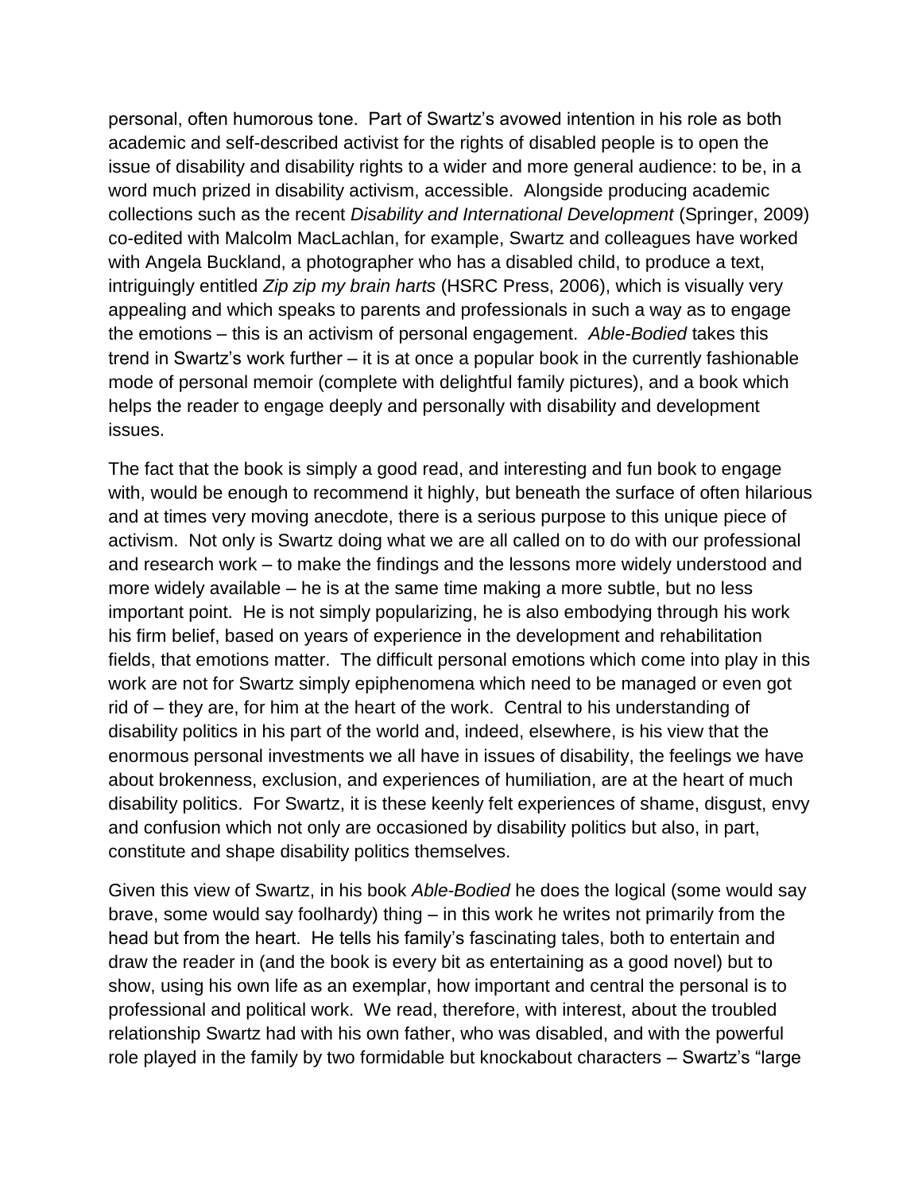personal, often humorous tone. Part of Swartz's avowed intention in his role as both academic and self-described activist for the rights of disabled people is to open the issue of disability and disability rights to a wider and more general audience: to be, in a word much prized in disability activism, accessible. Alongside producing academic collections such as the recent *Disability and International Development* (Springer, 2009) co-edited with Malcolm MacLachlan, for example, Swartz and colleagues have worked with Angela Buckland, a photographer who has a disabled child, to produce a text, intriguingly entitled *Zip zip my brain harts* (HSRC Press, 2006), which is visually very appealing and which speaks to parents and professionals in such a way as to engage the emotions – this is an activism of personal engagement. *Able-Bodied* takes this trend in Swartz's work further – it is at once a popular book in the currently fashionable mode of personal memoir (complete with delightful family pictures), and a book which helps the reader to engage deeply and personally with disability and development issues.

The fact that the book is simply a good read, and interesting and fun book to engage with, would be enough to recommend it highly, but beneath the surface of often hilarious and at times very moving anecdote, there is a serious purpose to this unique piece of activism. Not only is Swartz doing what we are all called on to do with our professional and research work – to make the findings and the lessons more widely understood and more widely available – he is at the same time making a more subtle, but no less important point. He is not simply popularizing, he is also embodying through his work his firm belief, based on years of experience in the development and rehabilitation fields, that emotions matter. The difficult personal emotions which come into play in this work are not for Swartz simply epiphenomena which need to be managed or even got rid of – they are, for him at the heart of the work. Central to his understanding of disability politics in his part of the world and, indeed, elsewhere, is his view that the enormous personal investments we all have in issues of disability, the feelings we have about brokenness, exclusion, and experiences of humiliation, are at the heart of much disability politics. For Swartz, it is these keenly felt experiences of shame, disgust, envy and confusion which not only are occasioned by disability politics but also, in part, constitute and shape disability politics themselves.

Given this view of Swartz, in his book *Able-Bodied* he does the logical (some would say brave, some would say foolhardy) thing – in this work he writes not primarily from the head but from the heart. He tells his family's fascinating tales, both to entertain and draw the reader in (and the book is every bit as entertaining as a good novel) but to show, using his own life as an exemplar, how important and central the personal is to professional and political work. We read, therefore, with interest, about the troubled relationship Swartz had with his own father, who was disabled, and with the powerful role played in the family by two formidable but knockabout characters – Swartz's "large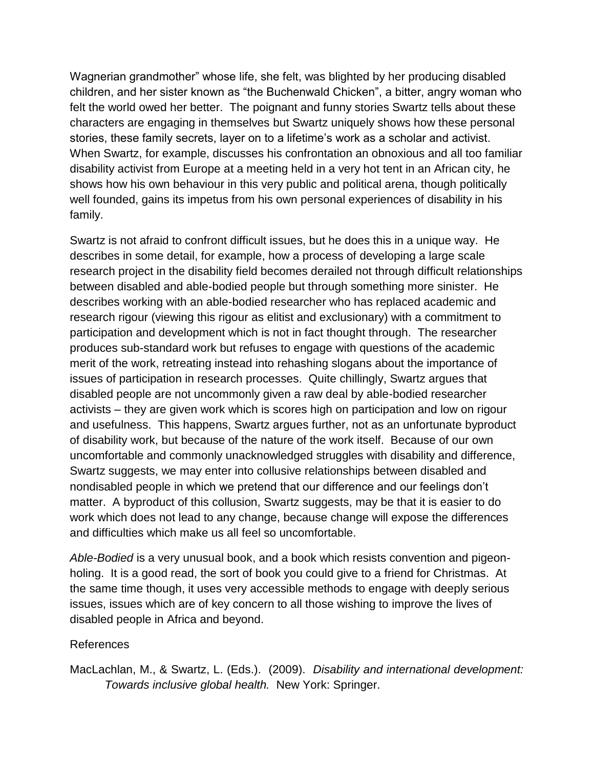Wagnerian grandmother" whose life, she felt, was blighted by her producing disabled children, and her sister known as "the Buchenwald Chicken", a bitter, angry woman who felt the world owed her better. The poignant and funny stories Swartz tells about these characters are engaging in themselves but Swartz uniquely shows how these personal stories, these family secrets, layer on to a lifetime's work as a scholar and activist. When Swartz, for example, discusses his confrontation an obnoxious and all too familiar disability activist from Europe at a meeting held in a very hot tent in an African city, he shows how his own behaviour in this very public and political arena, though politically well founded, gains its impetus from his own personal experiences of disability in his family.

Swartz is not afraid to confront difficult issues, but he does this in a unique way. He describes in some detail, for example, how a process of developing a large scale research project in the disability field becomes derailed not through difficult relationships between disabled and able-bodied people but through something more sinister. He describes working with an able-bodied researcher who has replaced academic and research rigour (viewing this rigour as elitist and exclusionary) with a commitment to participation and development which is not in fact thought through. The researcher produces sub-standard work but refuses to engage with questions of the academic merit of the work, retreating instead into rehashing slogans about the importance of issues of participation in research processes. Quite chillingly, Swartz argues that disabled people are not uncommonly given a raw deal by able-bodied researcher activists – they are given work which is scores high on participation and low on rigour and usefulness. This happens, Swartz argues further, not as an unfortunate byproduct of disability work, but because of the nature of the work itself. Because of our own uncomfortable and commonly unacknowledged struggles with disability and difference, Swartz suggests, we may enter into collusive relationships between disabled and nondisabled people in which we pretend that our difference and our feelings don't matter. A byproduct of this collusion, Swartz suggests, may be that it is easier to do work which does not lead to any change, because change will expose the differences and difficulties which make us all feel so uncomfortable.

*Able-Bodied* is a very unusual book, and a book which resists convention and pigeon-holing. It is a good read, the sort of book you could give to a friend for Christmas. At the same time though, it uses very accessible methods to engage with deeply serious issues, issues which are of key concern to all those wishing to improve the lives of disabled people in Africa and beyond.

References

MacLachlan, M., & Swartz, L. (Eds.). (2009). *Disability and international development: Towards inclusive global health.* New York: Springer.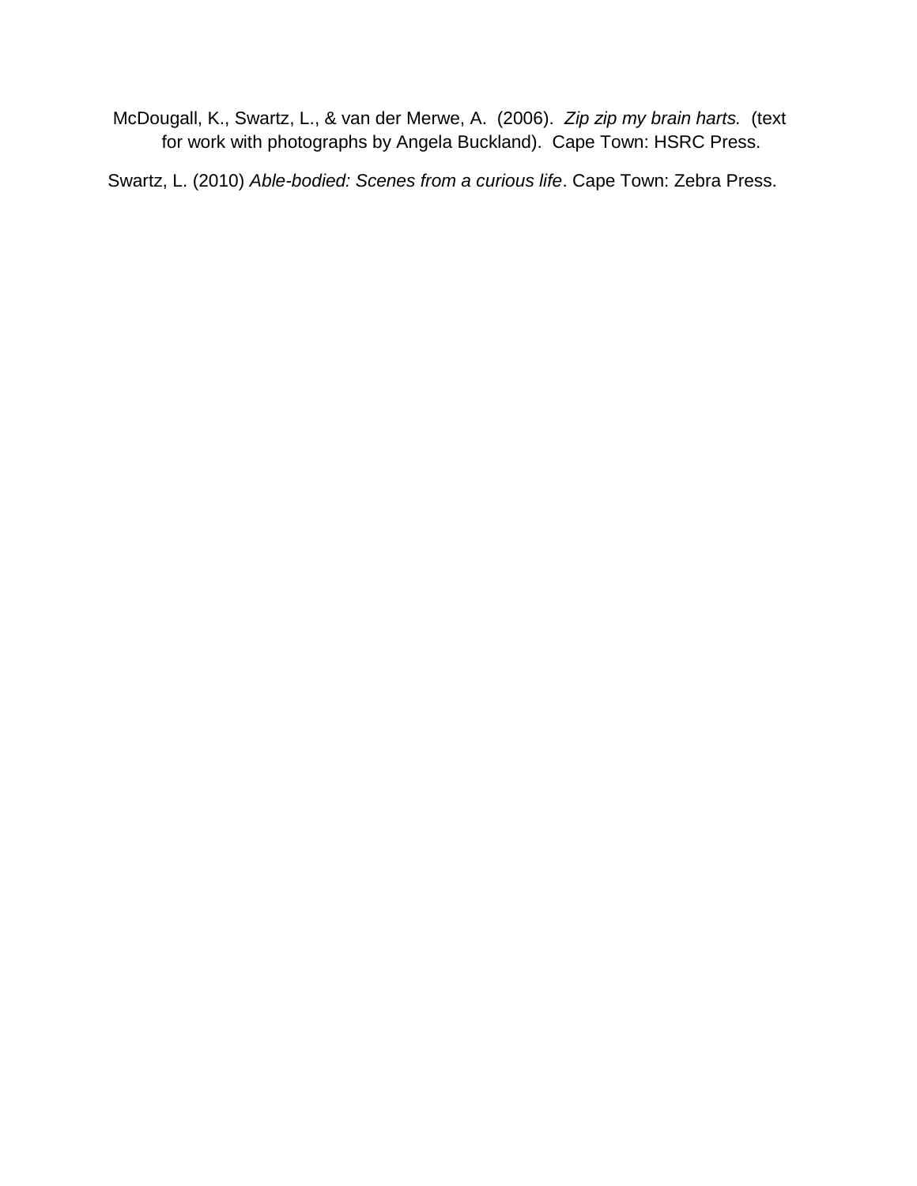McDougall, K., Swartz, L., & van der Merwe, A. (2006). *Zip zip my brain harts.* (text for work with photographs by Angela Buckland). Cape Town: HSRC Press.

Swartz, L. (2010) *Able-bodied: Scenes from a curious life*. Cape Town: Zebra Press.